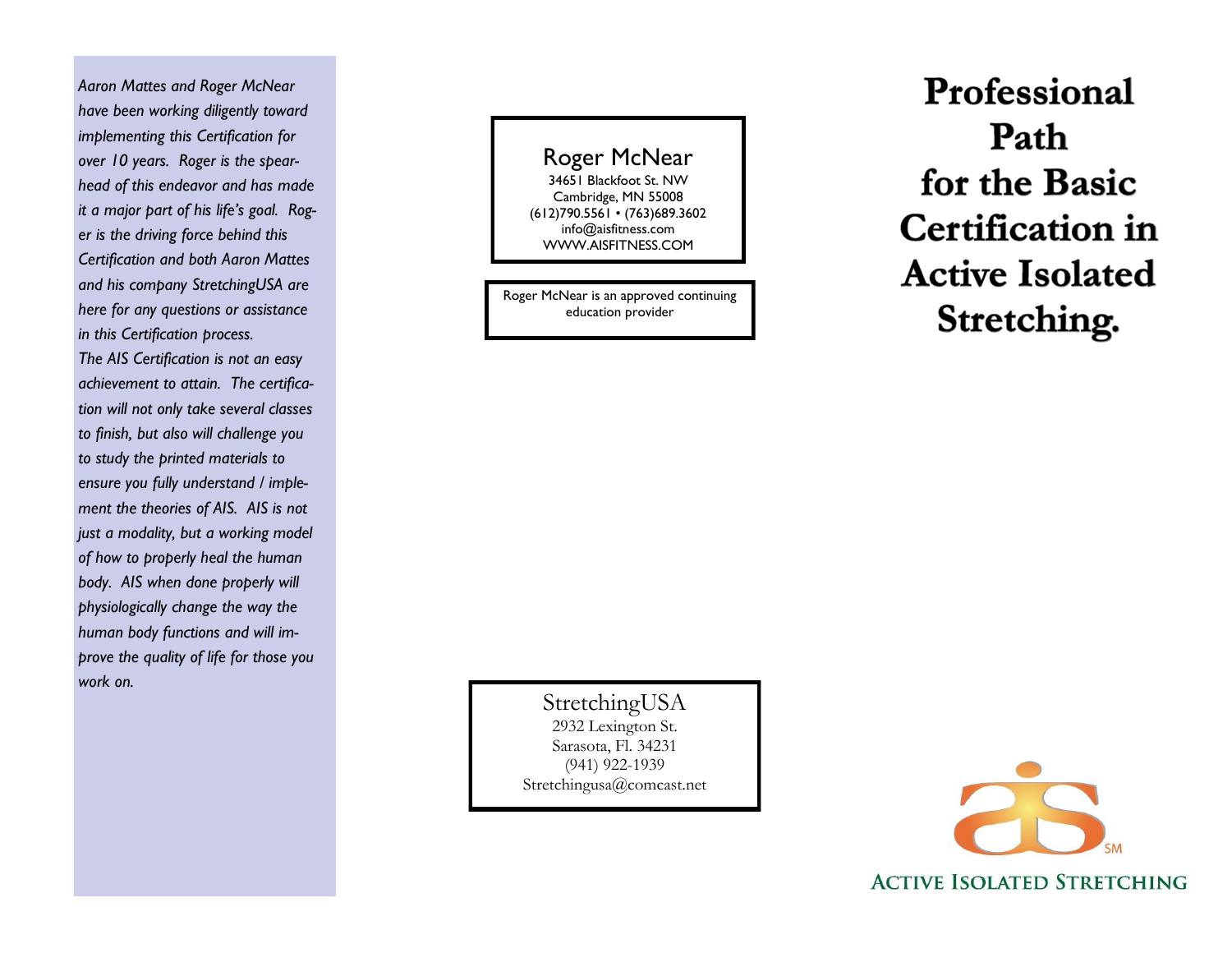*Aaron Mattes and Roger McNear have been working diligently toward implementing this Certification for over 10 years. Roger is the spearhead of this endeavor and has made it a major part of his life's goal. Roger is the driving force behind this Certification and both Aaron Mattes and his company StretchingUSA are here for any questions or assistance in this Certification process.*

*The AIS Certification is not an easy achievement to attain. The certification will not only take several classes to finish, but also will challenge you to study the printed materials to ensure you fully understand / implement the theories of AIS. AIS is not just a modality, but a working model of how to properly heal the human body. AIS when done properly will physiologically change the way the human body functions and will improve the quality of life for those you work on.*

Roger McNear
34651 Blackfoot St. NW
Cambridge, MN 55008
(612)790.5561 • (763)689.3602
info@aisfitness.com
WWW.AISFITNESS.COM

Roger McNear is an approved continuing education provider

StretchingUSA
2932 Lexington St.
Sarasota, Fl. 34231
(941) 922-1939
Stretchingusa@comcast.net

# Professional Path for the Basic Certification in Active Isolated Stretching.

ACTIVE ISOLATED STRETCHING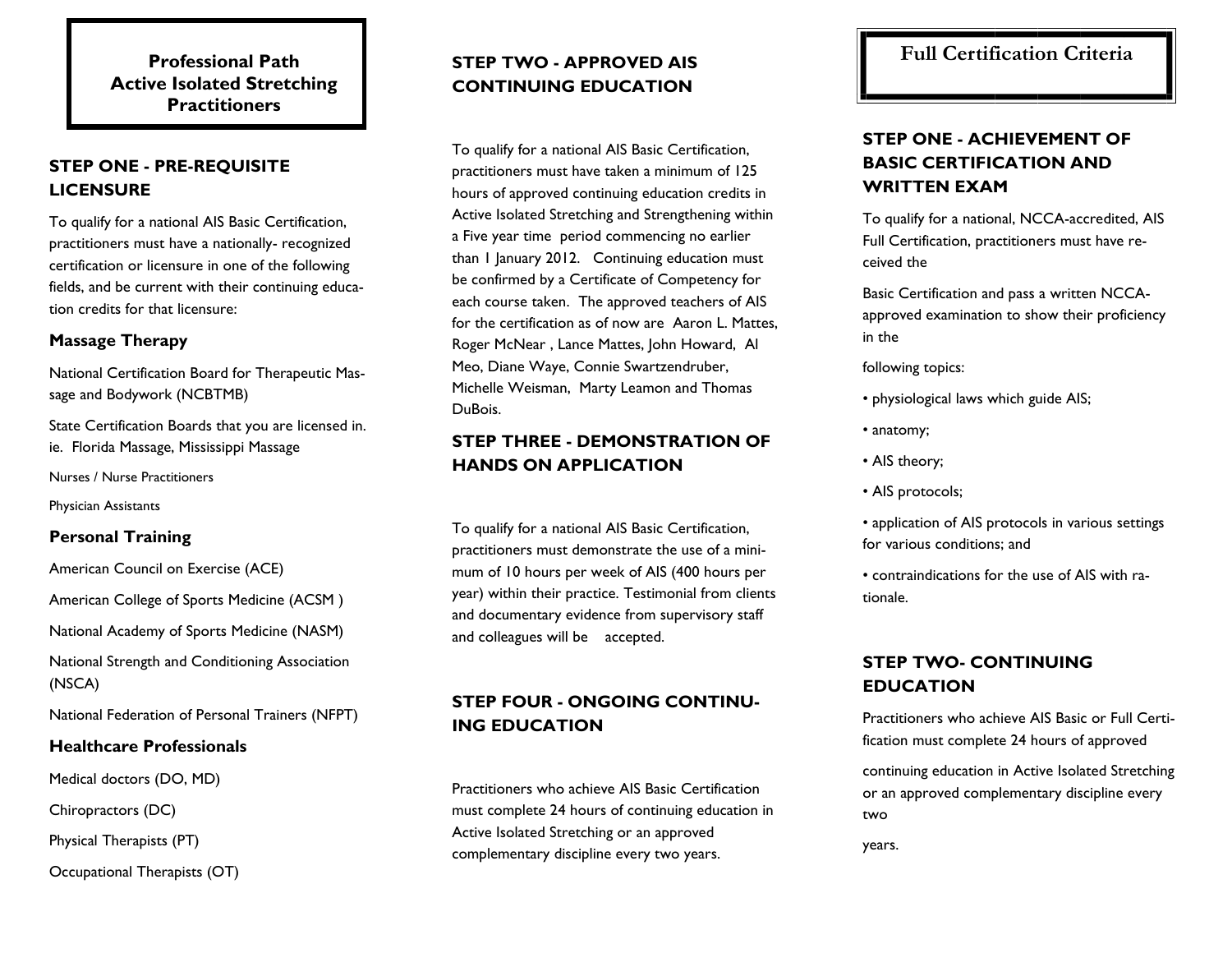**Professional Path**
**Active Isolated Stretching Practitioners**

## STEP ONE - PRE-REQUISITE LICENSURE

To qualify for a national AIS Basic Certification, practitioners must have a nationally- recognized certification or licensure in one of the following fields, and be current with their continuing education credits for that licensure:

### Massage Therapy

National Certification Board for Therapeutic Massage and Bodywork (NCBTMB)

State Certification Boards that you are licensed in. ie. Florida Massage, Mississippi Massage

Nurses / Nurse Practitioners

Physician Assistants

### Personal Training

American Council on Exercise (ACE)

American College of Sports Medicine (ACSM )

National Academy of Sports Medicine (NASM)

National Strength and Conditioning Association (NSCA)

National Federation of Personal Trainers (NFPT)

### Healthcare Professionals

Medical doctors (DO, MD)

Chiropractors (DC)

Physical Therapists (PT)

Occupational Therapists (OT)

## STEP TWO - APPROVED AIS CONTINUING EDUCATION

To qualify for a national AIS Basic Certification, practitioners must have taken a minimum of 125 hours of approved continuing education credits in Active Isolated Stretching and Strengthening within a Five year time period commencing no earlier than 1 January 2012. Continuing education must be confirmed by a Certificate of Competency for each course taken. The approved teachers of AIS for the certification as of now are Aaron L. Mattes, Roger McNear , Lance Mattes, John Howard, Al Meo, Diane Waye, Connie Swartzendruber, Michelle Weisman, Marty Leamon and Thomas DuBois.

## STEP THREE - DEMONSTRATION OF HANDS ON APPLICATION

To qualify for a national AIS Basic Certification, practitioners must demonstrate the use of a minimum of 10 hours per week of AIS (400 hours per year) within their practice. Testimonial from clients and documentary evidence from supervisory staff and colleagues will be accepted.

## STEP FOUR - ONGOING CONTINUING EDUCATION

Practitioners who achieve AIS Basic Certification must complete 24 hours of continuing education in Active Isolated Stretching or an approved complementary discipline every two years.

# Full Certification Criteria

## STEP ONE - ACHIEVEMENT OF BASIC CERTIFICATION AND WRITTEN EXAM

To qualify for a national, NCCA-accredited, AIS Full Certification, practitioners must have received the

Basic Certification and pass a written NCCA-approved examination to show their proficiency in the

following topics:

- physiological laws which guide AIS;
- anatomy;
- AIS theory;
- AIS protocols;
- application of AIS protocols in various settings for various conditions; and
- contraindications for the use of AIS with rationale.

## STEP TWO- CONTINUING EDUCATION

Practitioners who achieve AIS Basic or Full Certification must complete 24 hours of approved

continuing education in Active Isolated Stretching or an approved complementary discipline every two

years.